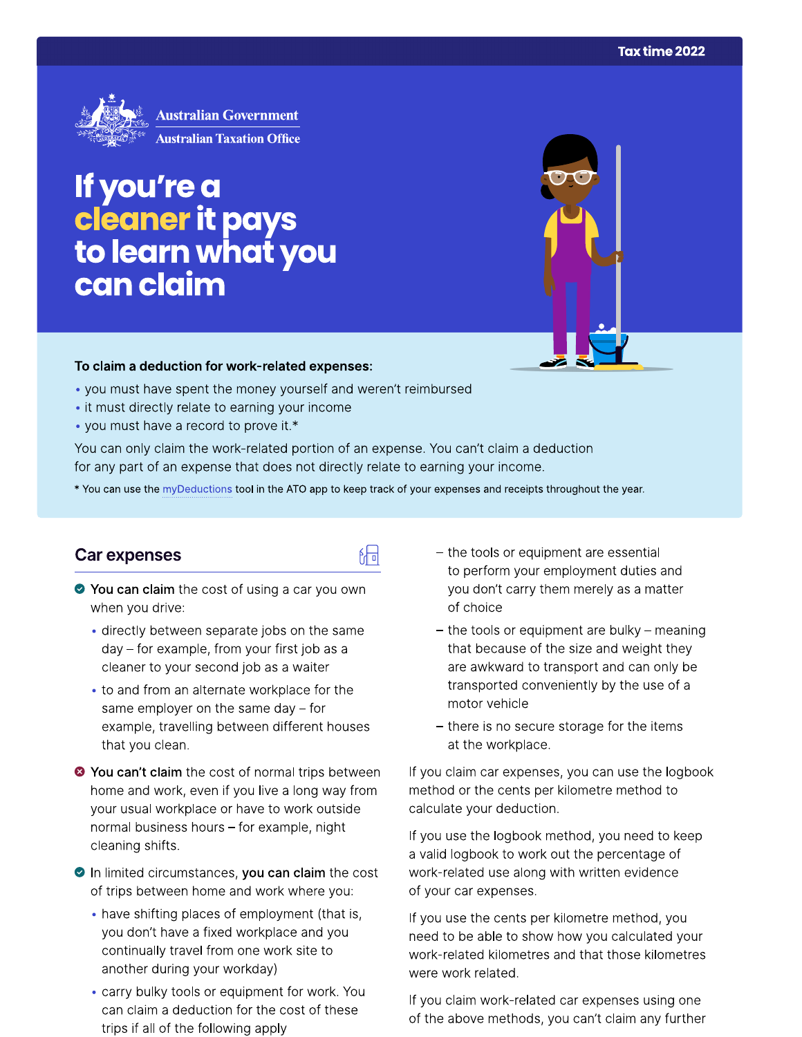Tax time 2022

Australian Government
Australian Taxation Office

# If you're a cleaner it pays to learn what you can claim

**To claim a deduction for work-related expenses:**

- you must have spent the money yourself and weren't reimbursed
- it must directly relate to earning your income
- you must have a record to prove it.*

You can only claim the work-related portion of an expense. You can't claim a deduction for any part of an expense that does not directly relate to earning your income.

* You can use the myDeductions tool in the ATO app to keep track of your expenses and receipts throughout the year.

## Car expenses

✔ **You can claim** the cost of using a car you own when you drive:

- directly between separate jobs on the same day – for example, from your first job as a cleaner to your second job as a waiter
- to and from an alternate workplace for the same employer on the same day – for example, travelling between different houses that you clean.

✘ **You can't claim** the cost of normal trips between home and work, even if you live a long way from your usual workplace or have to work outside normal business hours – for example, night cleaning shifts.

✔ In limited circumstances, **you can claim** the cost of trips between home and work where you:

- have shifting places of employment (that is, you don't have a fixed workplace and you continually travel from one work site to another during your workday)
- carry bulky tools or equipment for work. You can claim a deduction for the cost of these trips if all of the following apply
  - the tools or equipment are essential to perform your employment duties and you don't carry them merely as a matter of choice
  - the tools or equipment are bulky – meaning that because of the size and weight they are awkward to transport and can only be transported conveniently by the use of a motor vehicle
  - there is no secure storage for the items at the workplace.

If you claim car expenses, you can use the logbook method or the cents per kilometre method to calculate your deduction.

If you use the logbook method, you need to keep a valid logbook to work out the percentage of work-related use along with written evidence of your car expenses.

If you use the cents per kilometre method, you need to be able to show how you calculated your work-related kilometres and that those kilometres were work related.

If you claim work-related car expenses using one of the above methods, you can't claim any further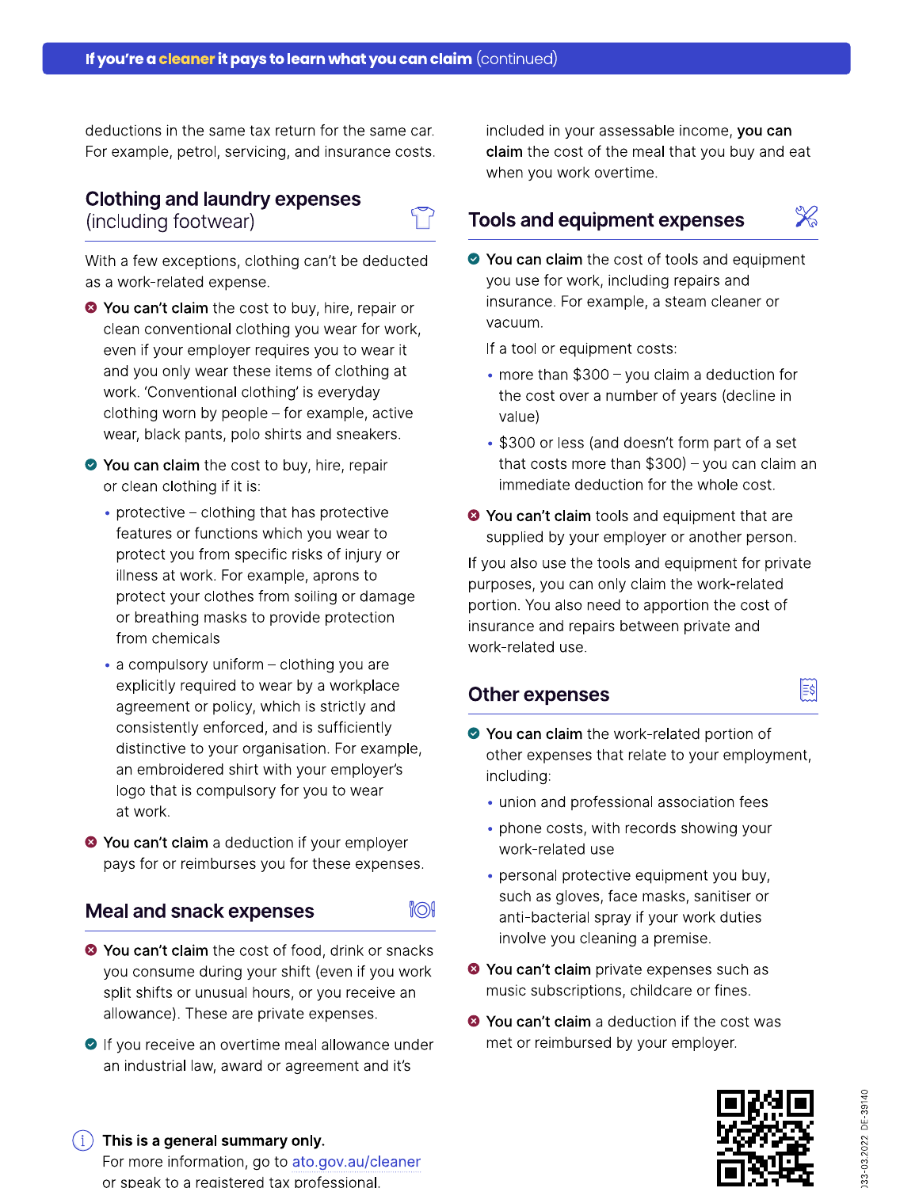deductions in the same tax return for the same car. For example, petrol, servicing, and insurance costs.

## Clothing and laundry expenses (including footwear)

With a few exceptions, clothing can't be deducted as a work-related expense.

- **You can't claim** the cost to buy, hire, repair or clean conventional clothing you wear for work, even if your employer requires you to wear it and you only wear these items of clothing at work. 'Conventional clothing' is everyday clothing worn by people – for example, active wear, black pants, polo shirts and sneakers.
- **You can claim** the cost to buy, hire, repair or clean clothing if it is:
  - protective – clothing that has protective features or functions which you wear to protect you from specific risks of injury or illness at work. For example, aprons to protect your clothes from soiling or damage or breathing masks to provide protection from chemicals
  - a compulsory uniform – clothing you are explicitly required to wear by a workplace agreement or policy, which is strictly and consistently enforced, and is sufficiently distinctive to your organisation. For example, an embroidered shirt with your employer's logo that is compulsory for you to wear at work.
- **You can't claim** a deduction if your employer pays for or reimburses you for these expenses.

## Meal and snack expenses

- **You can't claim** the cost of food, drink or snacks you consume during your shift (even if you work split shifts or unusual hours, or you receive an allowance). These are private expenses.
- If you receive an overtime meal allowance under an industrial law, award or agreement and it's included in your assessable income, **you can claim** the cost of the meal that you buy and eat when you work overtime.

## Tools and equipment expenses

- **You can claim** the cost of tools and equipment you use for work, including repairs and insurance. For example, a steam cleaner or vacuum.

  If a tool or equipment costs:
  - more than $300 – you claim a deduction for the cost over a number of years (decline in value)
  - $300 or less (and doesn't form part of a set that costs more than $300) – you can claim an immediate deduction for the whole cost.
- **You can't claim** tools and equipment that are supplied by your employer or another person.

If you also use the tools and equipment for private purposes, you can only claim the work-related portion. You also need to apportion the cost of insurance and repairs between private and work-related use.

## Other expenses

- **You can claim** the work-related portion of other expenses that relate to your employment, including:
  - union and professional association fees
  - phone costs, with records showing your work-related use
  - personal protective equipment you buy, such as gloves, face masks, sanitiser or anti-bacterial spray if your work duties involve you cleaning a premise.
- **You can't claim** private expenses such as music subscriptions, childcare or fines.
- **You can't claim** a deduction if the cost was met or reimbursed by your employer.

**This is a general summary only.**
For more information, go to ato.gov.au/cleaner or speak to a registered tax professional.